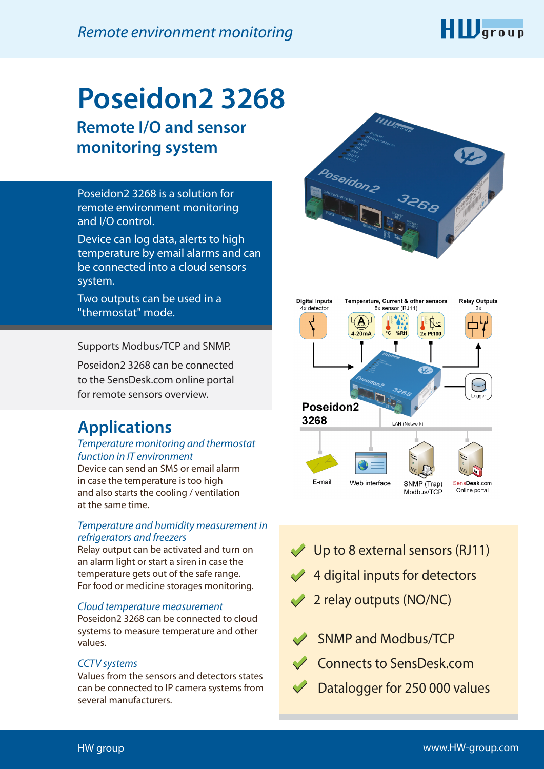# Poseidon2 3268

## Remote I/O and sensor monitoring system

Poseidon2 3268 is a solution for remote environment monitoring and I/O control.

Device can log data, alerts to high temperature by email alarms and can be connected into a cloud sensors system.

Two outputs can be used in a "thermostat" mode.

Supports Modbus/TCP and SNMP.

Poseidon2 3268 can be connected to the SensDesk.com online portal for remote sensors overview.

Digital Inputs 4x detector

Temperature, Current & other sensors 8x sensor (RJ11)

Relay Outputs 2x

4-20mA

°C %RH

2x Pt100

Logger

Poseidon2 3268

LAN (Network)

E-mail

Web interface

SNMP (Trap) Modbus/TCP

SensDesk.com Online portal

## Applications

*Temperature monitoring and thermostat function in IT environment*

Device can send an SMS or email alarm in case the temperature is too high and also starts the cooling / ventilation at the same time.

*Temperature and humidity measurement in refrigerators and freezers*

Relay output can be activated and turn on an alarm light or start a siren in case the temperature gets out of the safe range. For food or medicine storages monitoring.

*Cloud temperature measurement*

Poseidon2 3268 can be connected to cloud systems to measure temperature and other values.

*CCTV systems*

Values from the sensors and detectors states can be connected to IP camera systems from several manufacturers.

- ✔ Up to 8 external sensors (RJ11)
- ✔ 4 digital inputs for detectors
- ✔ 2 relay outputs (NO/NC)

- ✔ SNMP and Modbus/TCP
- ✔ Connects to SensDesk.com
- ✔ Datalogger for 250 000 values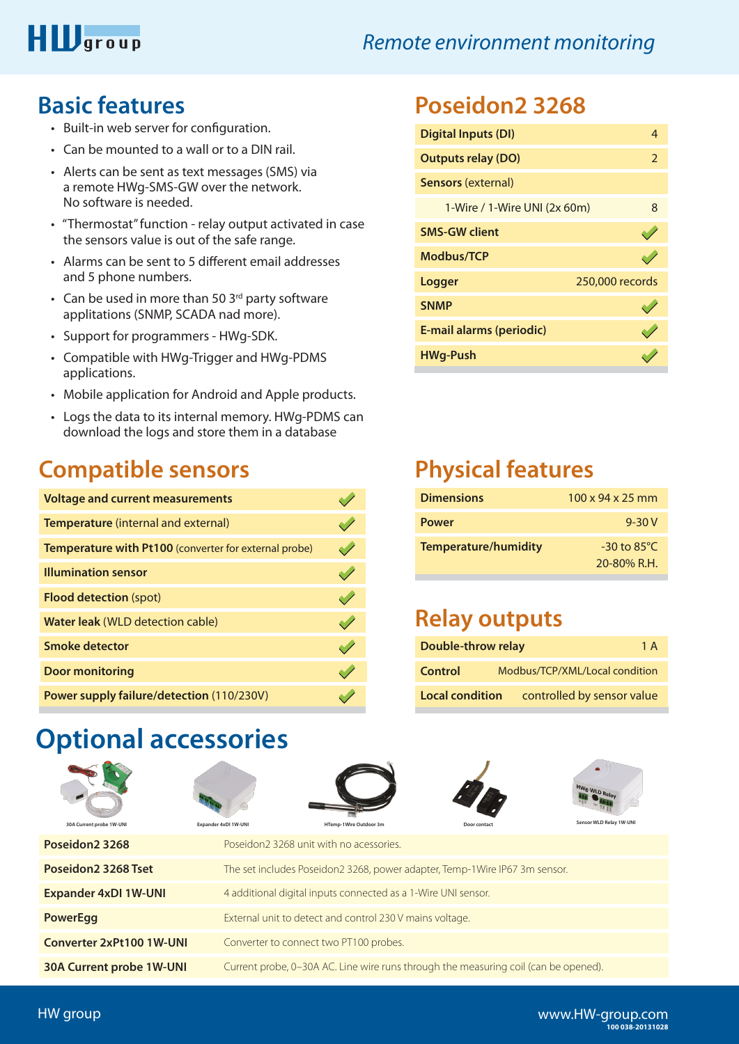## Basic features

- Built-in web server for configuration.
- Can be mounted to a wall or to a DIN rail.
- Alerts can be sent as text messages (SMS) via a remote HWg-SMS-GW over the network. No software is needed.
- "Thermostat" function - relay output activated in case the sensors value is out of the safe range.
- Alarms can be sent to 5 different email addresses and 5 phone numbers.
- Can be used in more than 50 3rd party software applitations (SNMP, SCADA nad more).
- Support for programmers - HWg-SDK.
- Compatible with HWg-Trigger and HWg-PDMS applications.
- Mobile application for Android and Apple products.
- Logs the data to its internal memory. HWg-PDMS can download the logs and store them in a database

## Poseidon2 3268

| | |
|---|---|
| **Digital Inputs (DI)** | 4 |
| **Outputs relay (DO)** | 2 |
| **Sensors** (external) | |
| 1-Wire / 1-Wire UNI (2x 60m) | 8 |
| **SMS-GW client** | ✓ |
| **Modbus/TCP** | ✓ |
| **Logger** | 250,000 records |
| **SNMP** | ✓ |
| **E-mail alarms (periodic)** | ✓ |
| **HWg-Push** | ✓ |

## Compatible sensors

| | |
|---|---|
| **Voltage and current measurements** | ✓ |
| **Temperature** (internal and external) | ✓ |
| **Temperature with Pt100** (converter for external probe) | ✓ |
| **Illumination sensor** | ✓ |
| **Flood detection** (spot) | ✓ |
| **Water leak** (WLD detection cable) | ✓ |
| **Smoke detector** | ✓ |
| **Door monitoring** | ✓ |
| **Power supply failure/detection** (110/230V) | ✓ |

## Physical features

| | |
|---|---|
| **Dimensions** | 100 x 94 x 25 mm |
| **Power** | 9-30 V |
| **Temperature/humidity** | -30 to 85°C<br>20-80% R.H. |

## Relay outputs

| | |
|---|---|
| **Double-throw relay** | 1 A |
| **Control** | Modbus/TCP/XML/Local condition |
| **Local condition** | controlled by sensor value |

# Optional accessories

30A Current probe 1W-UNI

Expander 4xDI 1W-UNI

HTemp-1Wire Outdoor 3m

Door contact

Sensor WLD Relay 1W-UNI

| | |
|---|---|
| **Poseidon2 3268** | Poseidon2 3268 unit with no acessories. |
| **Poseidon2 3268 Tset** | The set includes Poseidon2 3268, power adapter, Temp-1Wire IP67 3m sensor. |
| **Expander 4xDI 1W-UNI** | 4 additional digital inputs connected as a 1-Wire UNI sensor. |
| **PowerEgg** | External unit to detect and control 230 V mains voltage. |
| **Converter 2xPt100 1W-UNI** | Converter to connect two PT100 probes. |
| **30A Current probe 1W-UNI** | Current probe, 0–30A AC. Line wire runs through the measuring coil (can be opened). |

HW group

www.HW-group.com

100 038-20131028